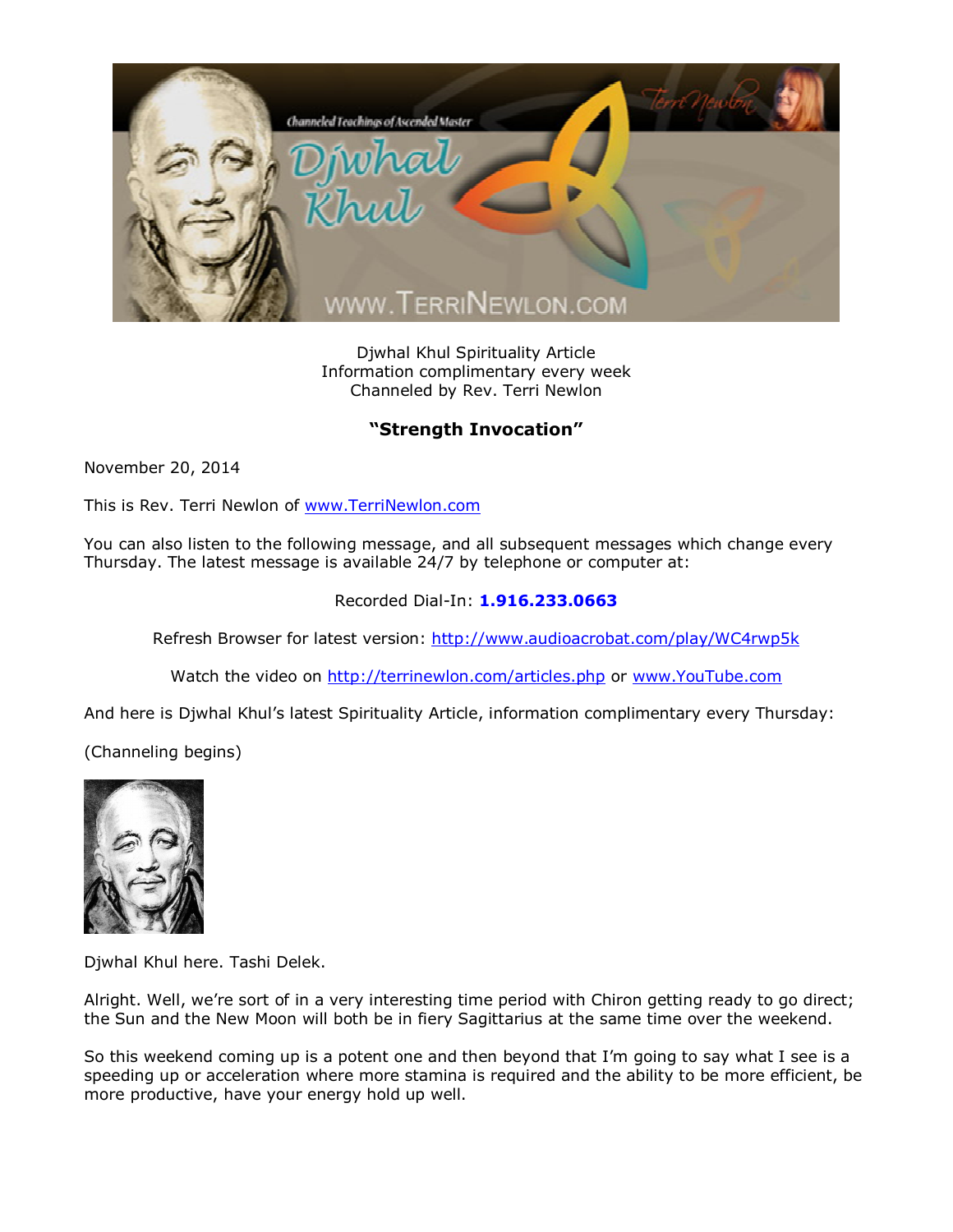Djwhal Khul Spirituality Article
Information complimentary every week
Channeled by Rev. Terri Newlon

## "Strength Invocation"

November 20, 2014

This is Rev. Terri Newlon of www.TerriNewlon.com

You can also listen to the following message, and all subsequent messages which change every Thursday. The latest message is available 24/7 by telephone or computer at:

Recorded Dial-In: **1.916.233.0663**

Refresh Browser for latest version: http://www.audioacrobat.com/play/WC4rwp5k

Watch the video on http://terrinewlon.com/articles.php or www.YouTube.com

And here is Djwhal Khul's latest Spirituality Article, information complimentary every Thursday:

(Channeling begins)

Djwhal Khul here. Tashi Delek.

Alright. Well, we're sort of in a very interesting time period with Chiron getting ready to go direct; the Sun and the New Moon will both be in fiery Sagittarius at the same time over the weekend.

So this weekend coming up is a potent one and then beyond that I'm going to say what I see is a speeding up or acceleration where more stamina is required and the ability to be more efficient, be more productive, have your energy hold up well.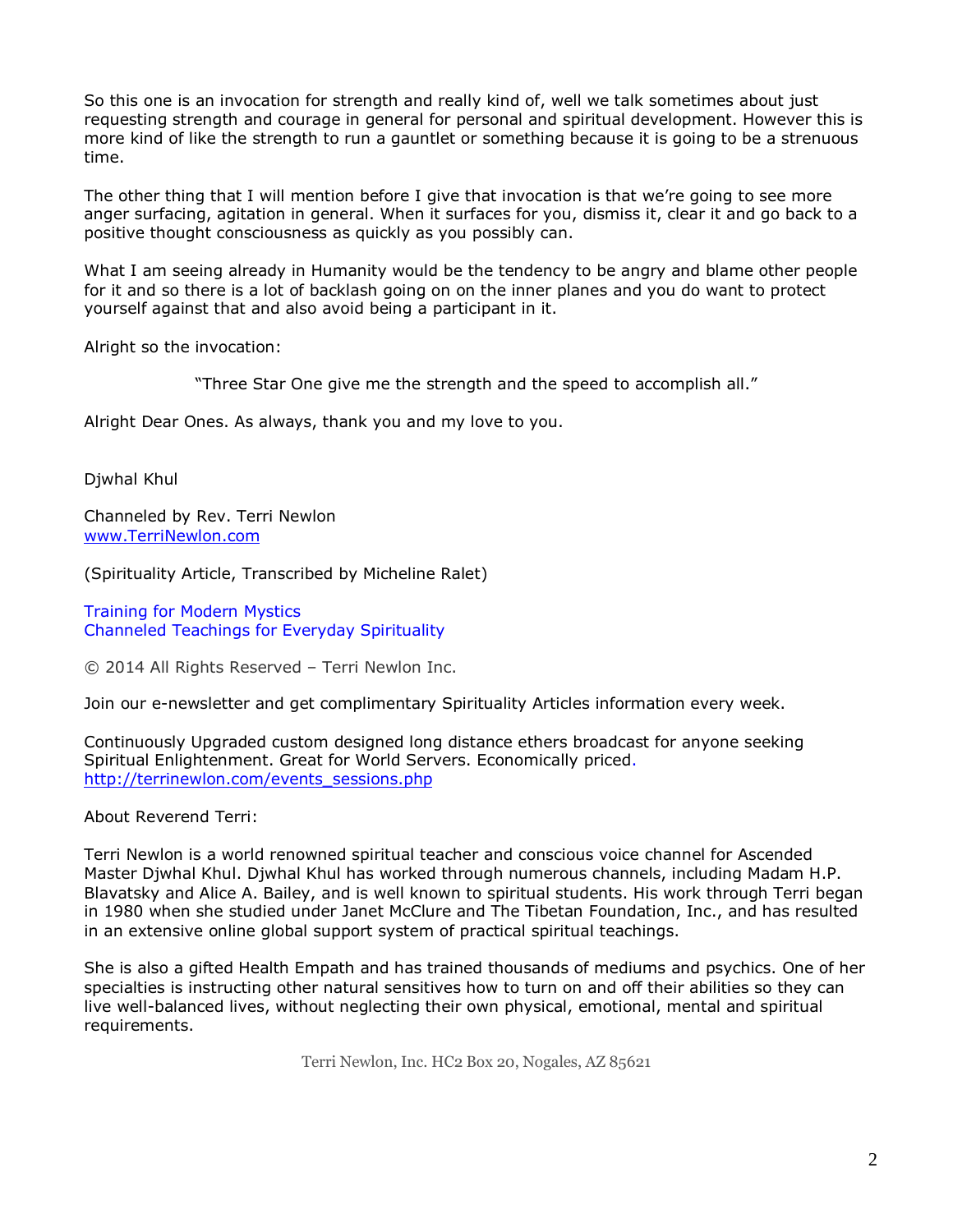So this one is an invocation for strength and really kind of, well we talk sometimes about just requesting strength and courage in general for personal and spiritual development. However this is more kind of like the strength to run a gauntlet or something because it is going to be a strenuous time.

The other thing that I will mention before I give that invocation is that we're going to see more anger surfacing, agitation in general. When it surfaces for you, dismiss it, clear it and go back to a positive thought consciousness as quickly as you possibly can.

What I am seeing already in Humanity would be the tendency to be angry and blame other people for it and so there is a lot of backlash going on on the inner planes and you do want to protect yourself against that and also avoid being a participant in it.

Alright so the invocation:

"Three Star One give me the strength and the speed to accomplish all."

Alright Dear Ones. As always, thank you and my love to you.

Djwhal Khul

Channeled by Rev. Terri Newlon
www.TerriNewlon.com

(Spirituality Article, Transcribed by Micheline Ralet)

Training for Modern Mystics
Channeled Teachings for Everyday Spirituality

© 2014 All Rights Reserved – Terri Newlon Inc.

Join our e-newsletter and get complimentary Spirituality Articles information every week.

Continuously Upgraded custom designed long distance ethers broadcast for anyone seeking Spiritual Enlightenment. Great for World Servers. Economically priced.
http://terrinewlon.com/events_sessions.php

About Reverend Terri:

Terri Newlon is a world renowned spiritual teacher and conscious voice channel for Ascended Master Djwhal Khul. Djwhal Khul has worked through numerous channels, including Madam H.P. Blavatsky and Alice A. Bailey, and is well known to spiritual students. His work through Terri began in 1980 when she studied under Janet McClure and The Tibetan Foundation, Inc., and has resulted in an extensive online global support system of practical spiritual teachings.

She is also a gifted Health Empath and has trained thousands of mediums and psychics. One of her specialties is instructing other natural sensitives how to turn on and off their abilities so they can live well-balanced lives, without neglecting their own physical, emotional, mental and spiritual requirements.

Terri Newlon, Inc. HC2 Box 20, Nogales, AZ 85621